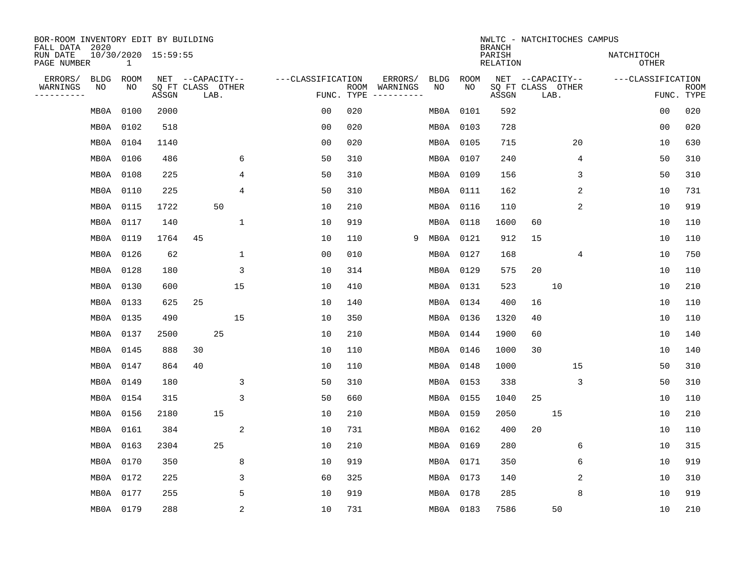BOR-ROOM INVENTORY EDIT BY BUILDING
FALL DATA 2020
RUN DATE 10/30/2020 15:59:55
PAGE NUMBER 1

NWLTC - NATCHITOCHES CAMPUS
BRANCH
PARISH NATCHITOCH
RELATION OTHER

| ERRORS/ WARNINGS | BLDG NO | ROOM NO | NET SQ FT ASSGN | CAPACITY CLASS | CAPACITY LAB. | CAPACITY OTHER | CLASSIFICATION FUNC. | ROOM TYPE | ERRORS/ WARNINGS | BLDG NO | ROOM NO | NET SQ FT ASSGN | CAPACITY CLASS | CAPACITY LAB. | CAPACITY OTHER | CLASSIFICATION FUNC. | ROOM TYPE |
|---|---|---|---|---|---|---|---|---|---|---|---|---|---|---|---|---|---|
| | MB0A | 0100 | 2000 | | | | 00 | 020 | | MB0A | 0101 | 592 | | | | 00 | 020 |
| | MB0A | 0102 | 518 | | | | 00 | 020 | | MB0A | 0103 | 728 | | | | 00 | 020 |
| | MB0A | 0104 | 1140 | | | | 00 | 020 | | MB0A | 0105 | 715 | | | 20 | 10 | 630 |
| | MB0A | 0106 | 486 | | | 6 | 50 | 310 | | MB0A | 0107 | 240 | | | 4 | 50 | 310 |
| | MB0A | 0108 | 225 | | | 4 | 50 | 310 | | MB0A | 0109 | 156 | | | 3 | 50 | 310 |
| | MB0A | 0110 | 225 | | | 4 | 50 | 310 | | MB0A | 0111 | 162 | | | 2 | 10 | 731 |
| | MB0A | 0115 | 1722 | | 50 | | 10 | 210 | | MB0A | 0116 | 110 | | | 2 | 10 | 919 |
| | MB0A | 0117 | 140 | | | 1 | 10 | 919 | | MB0A | 0118 | 1600 | 60 | | | 10 | 110 |
| | MB0A | 0119 | 1764 | 45 | | | 10 | 110 | 9 | MB0A | 0121 | 912 | 15 | | | 10 | 110 |
| | MB0A | 0126 | 62 | | | 1 | 00 | 010 | | MB0A | 0127 | 168 | | | 4 | 10 | 750 |
| | MB0A | 0128 | 180 | | | 3 | 10 | 314 | | MB0A | 0129 | 575 | 20 | | | 10 | 110 |
| | MB0A | 0130 | 600 | | | 15 | 10 | 410 | | MB0A | 0131 | 523 | | 10 | | 10 | 210 |
| | MB0A | 0133 | 625 | 25 | | | 10 | 140 | | MB0A | 0134 | 400 | 16 | | | 10 | 110 |
| | MB0A | 0135 | 490 | | | 15 | 10 | 350 | | MB0A | 0136 | 1320 | 40 | | | 10 | 110 |
| | MB0A | 0137 | 2500 | | 25 | | 10 | 210 | | MB0A | 0144 | 1900 | 60 | | | 10 | 140 |
| | MB0A | 0145 | 888 | 30 | | | 10 | 110 | | MB0A | 0146 | 1000 | 30 | | | 10 | 140 |
| | MB0A | 0147 | 864 | 40 | | | 10 | 110 | | MB0A | 0148 | 1000 | | | 15 | 50 | 310 |
| | MB0A | 0149 | 180 | | | 3 | 50 | 310 | | MB0A | 0153 | 338 | | | 3 | 50 | 310 |
| | MB0A | 0154 | 315 | | | 3 | 50 | 660 | | MB0A | 0155 | 1040 | 25 | | | 10 | 110 |
| | MB0A | 0156 | 2180 | | 15 | | 10 | 210 | | MB0A | 0159 | 2050 | | 15 | | 10 | 210 |
| | MB0A | 0161 | 384 | | | 2 | 10 | 731 | | MB0A | 0162 | 400 | 20 | | | 10 | 110 |
| | MB0A | 0163 | 2304 | | 25 | | 10 | 210 | | MB0A | 0169 | 280 | | | 6 | 10 | 315 |
| | MB0A | 0170 | 350 | | | 8 | 10 | 919 | | MB0A | 0171 | 350 | | | 6 | 10 | 919 |
| | MB0A | 0172 | 225 | | | 3 | 60 | 325 | | MB0A | 0173 | 140 | | | 2 | 10 | 310 |
| | MB0A | 0177 | 255 | | | 5 | 10 | 919 | | MB0A | 0178 | 285 | | | 8 | 10 | 919 |
| | MB0A | 0179 | 288 | | | 2 | 10 | 731 | | MB0A | 0183 | 7586 | | 50 | | 10 | 210 |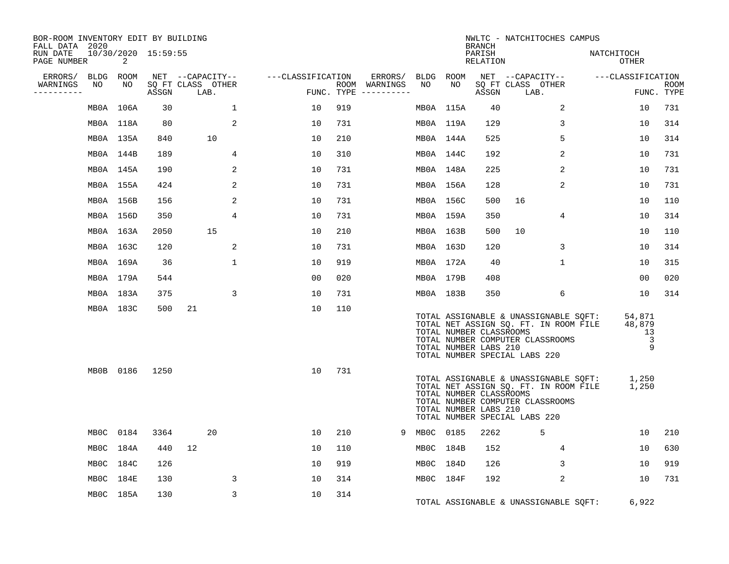BOR-ROOM INVENTORY EDIT BY BUILDING
FALL DATA 2020
RUN DATE 10/30/2020 15:59:55
PAGE NUMBER 2

NWLTC - NATCHITOCHES CAMPUS
BRANCH
PARISH NATCHITOCH
RELATION OTHER

| ERRORS/ WARNINGS | BLDG NO | ROOM NO | NET SQ FT ASSGN | CAPACITY CLASS | CAPACITY LAB. | CAPACITY OTHER | CLASSIFICATION FUNC. | ROOM TYPE | ERRORS/ WARNINGS | BLDG NO | ROOM NO | NET SQ FT ASSGN | CAPACITY CLASS | CAPACITY LAB. | CAPACITY OTHER | CLASSIFICATION FUNC. | ROOM TYPE |
|---|---|---|---|---|---|---|---|---|---|---|---|---|---|---|---|---|---|
| | MB0A | 106A | 30 | | | 1 | 10 | 919 | | MB0A | 115A | 40 | | | 2 | 10 | 731 |
| | MB0A | 118A | 80 | | | 2 | 10 | 731 | | MB0A | 119A | 129 | | | 3 | 10 | 314 |
| | MB0A | 135A | 840 | | 10 | | 10 | 210 | | MB0A | 144A | 525 | | | 5 | 10 | 314 |
| | MB0A | 144B | 189 | | | 4 | 10 | 310 | | MB0A | 144C | 192 | | | 2 | 10 | 731 |
| | MB0A | 145A | 190 | | | 2 | 10 | 731 | | MB0A | 148A | 225 | | | 2 | 10 | 731 |
| | MB0A | 155A | 424 | | | 2 | 10 | 731 | | MB0A | 156A | 128 | | | 2 | 10 | 731 |
| | MB0A | 156B | 156 | | | 2 | 10 | 731 | | MB0A | 156C | 500 | 16 | | | 10 | 110 |
| | MB0A | 156D | 350 | | | 4 | 10 | 731 | | MB0A | 159A | 350 | | | 4 | 10 | 314 |
| | MB0A | 163A | 2050 | | 15 | | 10 | 210 | | MB0A | 163B | 500 | 10 | | | 10 | 110 |
| | MB0A | 163C | 120 | | | 2 | 10 | 731 | | MB0A | 163D | 120 | | | 3 | 10 | 314 |
| | MB0A | 169A | 36 | | | 1 | 10 | 919 | | MB0A | 172A | 40 | | | 1 | 10 | 315 |
| | MB0A | 179A | 544 | | | | 00 | 020 | | MB0A | 179B | 408 | | | | 00 | 020 |
| | MB0A | 183A | 375 | | | 3 | 10 | 731 | | MB0A | 183B | 350 | | | 6 | 10 | 314 |
| | MB0A | 183C | 500 | 21 | | | 10 | 110 | | | | | | | | | |

TOTAL ASSIGNABLE & UNASSIGNABLE SQFT: 54,871
TOTAL NET ASSIGN SQ. FT. IN ROOM FILE 48,879
TOTAL NUMBER CLASSROOMS 13
TOTAL NUMBER COMPUTER CLASSROOMS 3
TOTAL NUMBER LABS 210 9
TOTAL NUMBER SPECIAL LABS 220

| ERRORS/ WARNINGS | BLDG NO | ROOM NO | NET SQ FT ASSGN | CAPACITY CLASS | CAPACITY LAB. | CAPACITY OTHER | CLASSIFICATION FUNC. | ROOM TYPE |
|---|---|---|---|---|---|---|---|---|
| | MB0B | 0186 | 1250 | | | | 10 | 731 |

TOTAL ASSIGNABLE & UNASSIGNABLE SQFT: 1,250
TOTAL NET ASSIGN SQ. FT. IN ROOM FILE 1,250
TOTAL NUMBER CLASSROOMS
TOTAL NUMBER COMPUTER CLASSROOMS
TOTAL NUMBER LABS 210
TOTAL NUMBER SPECIAL LABS 220

| ERRORS/ WARNINGS | BLDG NO | ROOM NO | NET SQ FT ASSGN | CAPACITY CLASS | CAPACITY LAB. | CAPACITY OTHER | CLASSIFICATION FUNC. | ROOM TYPE | ERRORS/ WARNINGS | BLDG NO | ROOM NO | NET SQ FT ASSGN | CAPACITY CLASS | CAPACITY LAB. | CAPACITY OTHER | CLASSIFICATION FUNC. | ROOM TYPE |
|---|---|---|---|---|---|---|---|---|---|---|---|---|---|---|---|---|---|
| | MB0C | 0184 | 3364 | | 20 | | 10 | 210 | 9 | MB0C | 0185 | 2262 | | 5 | | 10 | 210 |
| | MB0C | 184A | 440 | 12 | | | 10 | 110 | | MB0C | 184B | 152 | | | 4 | 10 | 630 |
| | MB0C | 184C | 126 | | | | 10 | 919 | | MB0C | 184D | 126 | | | 3 | 10 | 919 |
| | MB0C | 184E | 130 | | | 3 | 10 | 314 | | MB0C | 184F | 192 | | | 2 | 10 | 731 |
| | MB0C | 185A | 130 | | | 3 | 10 | 314 | | | | | | | | | |

TOTAL ASSIGNABLE & UNASSIGNABLE SQFT: 6,922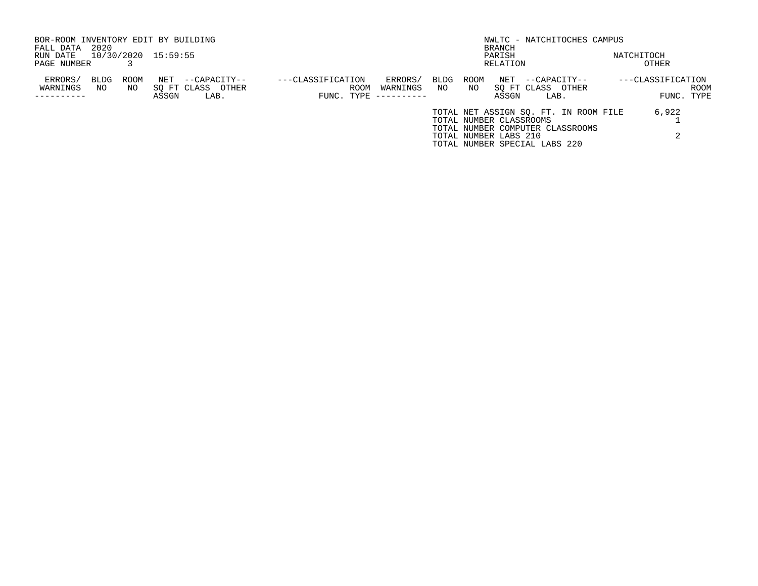BOR-ROOM INVENTORY EDIT BY BUILDING
FALL DATA 2020
RUN DATE 10/30/2020 15:59:55
PAGE NUMBER 3

NWLTC - NATCHITOCHES CAMPUS
BRANCH
PARISH NATCHITOCH
RELATION OTHER

| ERRORS/ WARNINGS | BLDG NO | ROOM NO | NET SQ FT ASSGN | --CAPACITY-- CLASS | OTHER LAB. | ---CLASSIFICATION FUNC. | ROOM TYPE | ERRORS/ WARNINGS | BLDG NO | ROOM NO | NET SQ FT ASSGN | --CAPACITY-- CLASS | OTHER LAB. | ---CLASSIFICATION FUNC. | ROOM TYPE |
|---|---|---|---|---|---|---|---|---|---|---|---|---|---|---|---|

| | |
|---|---|
| TOTAL NET ASSIGN SQ. FT. IN ROOM FILE | 6,922 |
| TOTAL NUMBER CLASSROOMS | 1 |
| TOTAL NUMBER COMPUTER CLASSROOMS | |
| TOTAL NUMBER LABS 210 | 2 |
| TOTAL NUMBER SPECIAL LABS 220 | |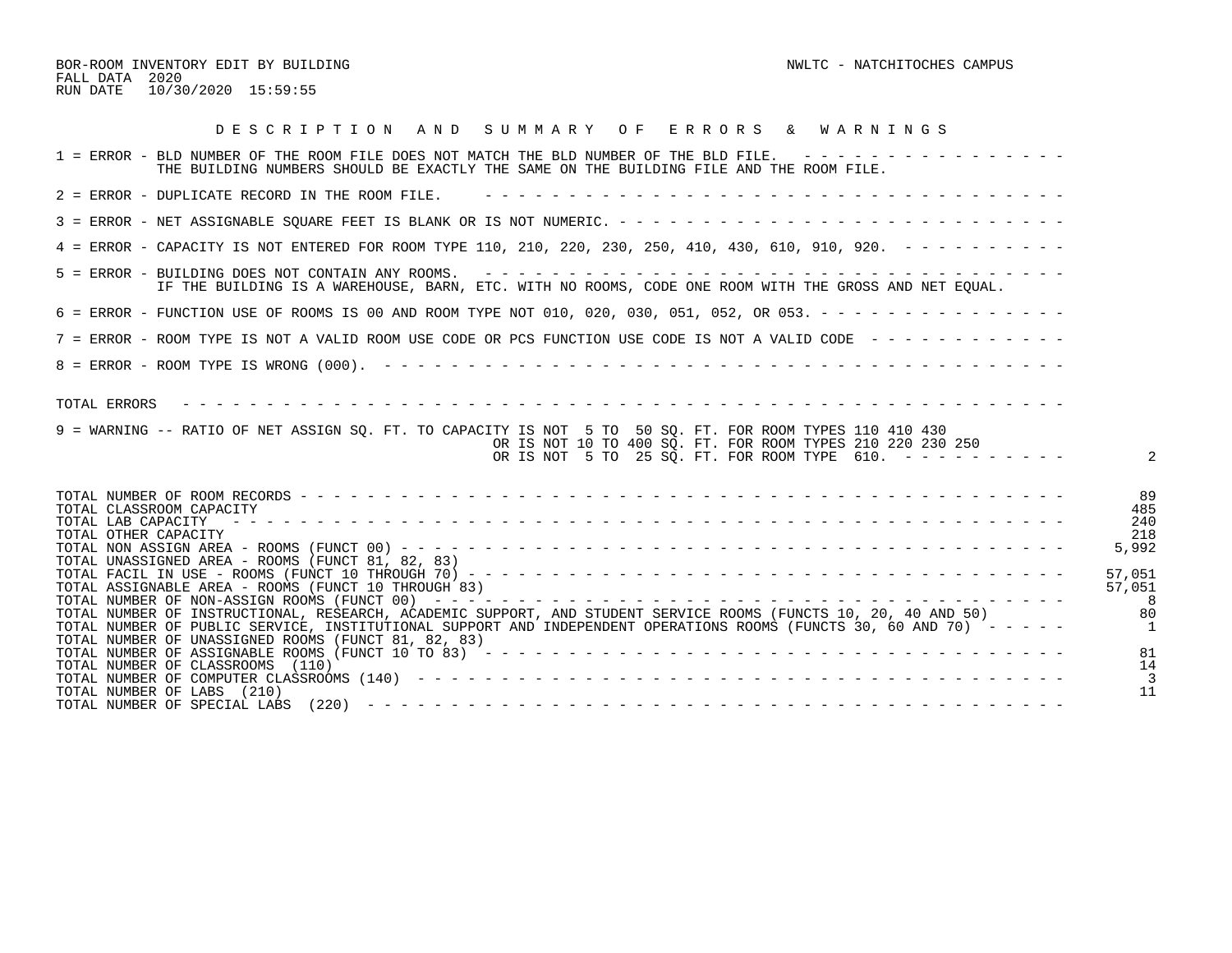BOR-ROOM INVENTORY EDIT BY BUILDING

FALL DATA 2020

RUN DATE 10/30/2020 15:59:55

NWLTC - NATCHITOCHES CAMPUS

## D E S C R I P T I O N   A N D   S U M M A R Y   O F   E R R O R S   &   W A R N I N G S

1 = ERROR - BLD NUMBER OF THE ROOM FILE DOES NOT MATCH THE BLD NUMBER OF THE BLD FILE.
THE BUILDING NUMBERS SHOULD BE EXACTLY THE SAME ON THE BUILDING FILE AND THE ROOM FILE.

2 = ERROR - DUPLICATE RECORD IN THE ROOM FILE.

3 = ERROR - NET ASSIGNABLE SQUARE FEET IS BLANK OR IS NOT NUMERIC.

4 = ERROR - CAPACITY IS NOT ENTERED FOR ROOM TYPE 110, 210, 220, 230, 250, 410, 430, 610, 910, 920.

5 = ERROR - BUILDING DOES NOT CONTAIN ANY ROOMS.
IF THE BUILDING IS A WAREHOUSE, BARN, ETC. WITH NO ROOMS, CODE ONE ROOM WITH THE GROSS AND NET EQUAL.

6 = ERROR - FUNCTION USE OF ROOMS IS 00 AND ROOM TYPE NOT 010, 020, 030, 051, 052, OR 053.

7 = ERROR - ROOM TYPE IS NOT A VALID ROOM USE CODE OR PCS FUNCTION USE CODE IS NOT A VALID CODE

8 = ERROR - ROOM TYPE IS WRONG (000).

TOTAL ERRORS

9 = WARNING -- RATIO OF NET ASSIGN SQ. FT. TO CAPACITY IS NOT 5 TO 50 SQ. FT. FOR ROOM TYPES 110 410 430
OR IS NOT 10 TO 400 SQ. FT. FOR ROOM TYPES 210 220 230 250
OR IS NOT 5 TO 25 SQ. FT. FOR ROOM TYPE 610. — 2

| | |
|---|---|
| TOTAL NUMBER OF ROOM RECORDS | 89 |
| TOTAL CLASSROOM CAPACITY | 485 |
| TOTAL LAB CAPACITY | 240 |
| TOTAL OTHER CAPACITY | 218 |
| TOTAL NON ASSIGN AREA - ROOMS (FUNCT 00) | 5,992 |
| TOTAL UNASSIGNED AREA - ROOMS (FUNCT 81, 82, 83) | |
| TOTAL FACIL IN USE - ROOMS (FUNCT 10 THROUGH 70) | 57,051 |
| TOTAL ASSIGNABLE AREA - ROOMS (FUNCT 10 THROUGH 83) | 57,051 |
| TOTAL NUMBER OF NON-ASSIGN ROOMS (FUNCT 00) | 8 |
| TOTAL NUMBER OF INSTRUCTIONAL, RESEARCH, ACADEMIC SUPPORT, AND STUDENT SERVICE ROOMS (FUNCTS 10, 20, 40 AND 50) | 80 |
| TOTAL NUMBER OF PUBLIC SERVICE, INSTITUTIONAL SUPPORT AND INDEPENDENT OPERATIONS ROOMS (FUNCTS 30, 60 AND 70) | 1 |
| TOTAL NUMBER OF UNASSIGNED ROOMS (FUNCT 81, 82, 83) | |
| TOTAL NUMBER OF ASSIGNABLE ROOMS (FUNCT 10 TO 83) | 81 |
| TOTAL NUMBER OF CLASSROOMS (110) | 14 |
| TOTAL NUMBER OF COMPUTER CLASSROOMS (140) | 3 |
| TOTAL NUMBER OF LABS (210) | 11 |
| TOTAL NUMBER OF SPECIAL LABS (220) | |